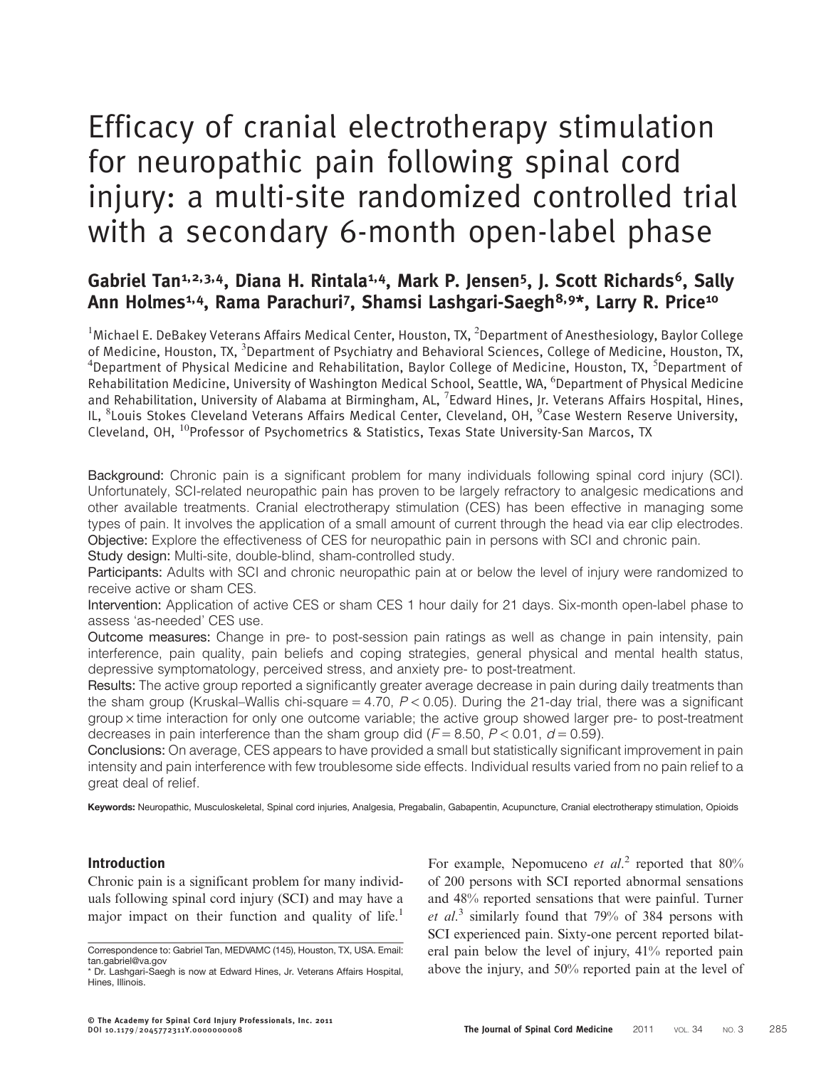# Efficacy of cranial electrotherapy stimulation for neuropathic pain following spinal cord injury: a multi-site randomized controlled trial with a secondary 6-month open-label phase

**Gabriel Tan[1,2,3,4], Diana H. Rintala[1,4], Mark P. Jensen[5], J. Scott Richards[6], Sally Ann Holmes[1,4], Rama Parachuri[7], Shamsi Lashgari-Saegh[8,9]*, Larry R. Price[10]**

[1]Michael E. DeBakey Veterans Affairs Medical Center, Houston, TX, [2]Department of Anesthesiology, Baylor College of Medicine, Houston, TX, [3]Department of Psychiatry and Behavioral Sciences, College of Medicine, Houston, TX, [4]Department of Physical Medicine and Rehabilitation, Baylor College of Medicine, Houston, TX, [5]Department of Rehabilitation Medicine, University of Washington Medical School, Seattle, WA, [6]Department of Physical Medicine and Rehabilitation, University of Alabama at Birmingham, AL, [7]Edward Hines, Jr. Veterans Affairs Hospital, Hines, IL, [8]Louis Stokes Cleveland Veterans Affairs Medical Center, Cleveland, OH, [9]Case Western Reserve University, Cleveland, OH, [10]Professor of Psychometrics & Statistics, Texas State University-San Marcos, TX

**Background:** Chronic pain is a significant problem for many individuals following spinal cord injury (SCI). Unfortunately, SCI-related neuropathic pain has proven to be largely refractory to analgesic medications and other available treatments. Cranial electrotherapy stimulation (CES) has been effective in managing some types of pain. It involves the application of a small amount of current through the head via ear clip electrodes.

**Objective:** Explore the effectiveness of CES for neuropathic pain in persons with SCI and chronic pain.

**Study design:** Multi-site, double-blind, sham-controlled study.

**Participants:** Adults with SCI and chronic neuropathic pain at or below the level of injury were randomized to receive active or sham CES.

**Intervention:** Application of active CES or sham CES 1 hour daily for 21 days. Six-month open-label phase to assess 'as-needed' CES use.

**Outcome measures:** Change in pre- to post-session pain ratings as well as change in pain intensity, pain interference, pain quality, pain beliefs and coping strategies, general physical and mental health status, depressive symptomatology, perceived stress, and anxiety pre- to post-treatment.

**Results:** The active group reported a significantly greater average decrease in pain during daily treatments than the sham group (Kruskal–Wallis chi-square = 4.70, $P < 0.05$). During the 21-day trial, there was a significant group × time interaction for only one outcome variable; the active group showed larger pre- to post-treatment decreases in pain interference than the sham group did ($F = 8.50$, $P < 0.01$, $d = 0.59$).

**Conclusions:** On average, CES appears to have provided a small but statistically significant improvement in pain intensity and pain interference with few troublesome side effects. Individual results varied from no pain relief to a great deal of relief.

**Keywords:** Neuropathic, Musculoskeletal, Spinal cord injuries, Analgesia, Pregabalin, Gabapentin, Acupuncture, Cranial electrotherapy stimulation, Opioids

## Introduction

Chronic pain is a significant problem for many individuals following spinal cord injury (SCI) and may have a major impact on their function and quality of life.[1] For example, Nepomuceno *et al.*[2] reported that 80% of 200 persons with SCI reported abnormal sensations and 48% reported sensations that were painful. Turner *et al.*[3] similarly found that 79% of 384 persons with SCI experienced pain. Sixty-one percent reported bilateral pain below the level of injury, 41% reported pain above the injury, and 50% reported pain at the level of

Correspondence to: Gabriel Tan, MEDVAMC (145), Houston, TX, USA. Email: tan.gabriel@va.gov

* Dr. Lashgari-Saegh is now at Edward Hines, Jr. Veterans Affairs Hospital, Hines, Illinois.

© The Academy for Spinal Cord Injury Professionals, Inc. 2011
DOI 10.1179/2045772311Y.0000000008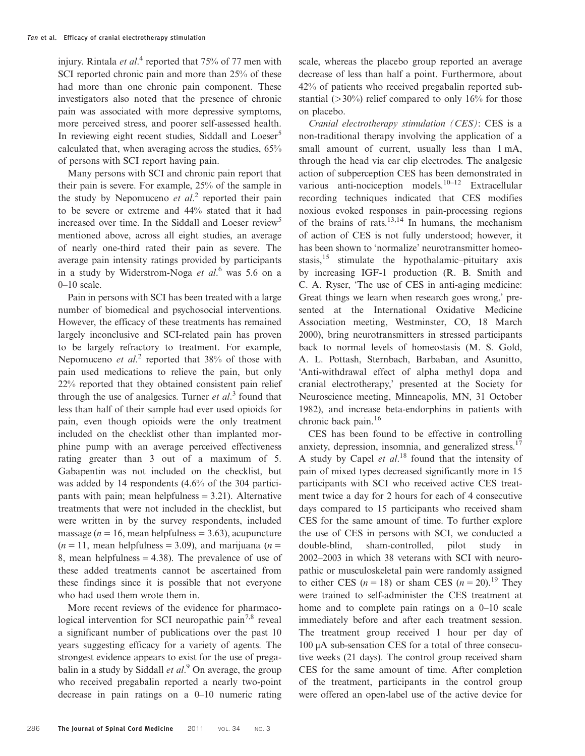injury. Rintala *et al*.[4] reported that 75% of 77 men with SCI reported chronic pain and more than 25% of these had more than one chronic pain component. These investigators also noted that the presence of chronic pain was associated with more depressive symptoms, more perceived stress, and poorer self-assessed health. In reviewing eight recent studies, Siddall and Loeser[5] calculated that, when averaging across the studies, 65% of persons with SCI report having pain.

Many persons with SCI and chronic pain report that their pain is severe. For example, 25% of the sample in the study by Nepomuceno *et al*.[2] reported their pain to be severe or extreme and 44% stated that it had increased over time. In the Siddall and Loeser review[5] mentioned above, across all eight studies, an average of nearly one-third rated their pain as severe. The average pain intensity ratings provided by participants in a study by Widerstrom-Noga *et al*.[6] was 5.6 on a 0–10 scale.

Pain in persons with SCI has been treated with a large number of biomedical and psychosocial interventions. However, the efficacy of these treatments has remained largely inconclusive and SCI-related pain has proven to be largely refractory to treatment. For example, Nepomuceno *et al*.[2] reported that 38% of those with pain used medications to relieve the pain, but only 22% reported that they obtained consistent pain relief through the use of analgesics. Turner *et al*.[3] found that less than half of their sample had ever used opioids for pain, even though opioids were the only treatment included on the checklist other than implanted morphine pump with an average perceived effectiveness rating greater than 3 out of a maximum of 5. Gabapentin was not included on the checklist, but was added by 14 respondents (4.6% of the 304 participants with pain; mean helpfulness = 3.21). Alternative treatments that were not included in the checklist, but were written in by the survey respondents, included massage ($n = 16$, mean helpfulness = 3.63), acupuncture ($n = 11$, mean helpfulness = 3.09), and marijuana ($n = 8$, mean helpfulness = 4.38). The prevalence of use of these added treatments cannot be ascertained from these findings since it is possible that not everyone who had used them wrote them in.

More recent reviews of the evidence for pharmacological intervention for SCI neuropathic pain[7,8] reveal a significant number of publications over the past 10 years suggesting efficacy for a variety of agents. The strongest evidence appears to exist for the use of pregabalin in a study by Siddall *et al*.[9] On average, the group who received pregabalin reported a nearly two-point decrease in pain ratings on a 0–10 numeric rating scale, whereas the placebo group reported an average decrease of less than half a point. Furthermore, about 42% of patients who received pregabalin reported substantial (>30%) relief compared to only 16% for those on placebo.

*Cranial electrotherapy stimulation (CES)*: CES is a non-traditional therapy involving the application of a small amount of current, usually less than 1 mA, through the head via ear clip electrodes. The analgesic action of subperception CES has been demonstrated in various anti-nociception models.[10–12] Extracellular recording techniques indicated that CES modifies noxious evoked responses in pain-processing regions of the brains of rats.[13,14] In humans, the mechanism of action of CES is not fully understood; however, it has been shown to 'normalize' neurotransmitter homeostasis,[15] stimulate the hypothalamic–pituitary axis by increasing IGF-1 production (R. B. Smith and C. A. Ryser, 'The use of CES in anti-aging medicine: Great things we learn when research goes wrong,' presented at the International Oxidative Medicine Association meeting, Westminster, CO, 18 March 2000), bring neurotransmitters in stressed participants back to normal levels of homeostasis (M. S. Gold, A. L. Pottash, Sternbach, Barbaban, and Asunitto, 'Anti-withdrawal effect of alpha methyl dopa and cranial electrotherapy,' presented at the Society for Neuroscience meeting, Minneapolis, MN, 31 October 1982), and increase beta-endorphins in patients with chronic back pain.[16]

CES has been found to be effective in controlling anxiety, depression, insomnia, and generalized stress.[17] A study by Capel *et al*.[18] found that the intensity of pain of mixed types decreased significantly more in 15 participants with SCI who received active CES treatment twice a day for 2 hours for each of 4 consecutive days compared to 15 participants who received sham CES for the same amount of time. To further explore the use of CES in persons with SCI, we conducted a double-blind, sham-controlled, pilot study in 2002–2003 in which 38 veterans with SCI with neuropathic or musculoskeletal pain were randomly assigned to either CES ($n = 18$) or sham CES ($n = 20$).[19] They were trained to self-administer the CES treatment at home and to complete pain ratings on a 0–10 scale immediately before and after each treatment session. The treatment group received 1 hour per day of 100 μA sub-sensation CES for a total of three consecutive weeks (21 days). The control group received sham CES for the same amount of time. After completion of the treatment, participants in the control group were offered an open-label use of the active device for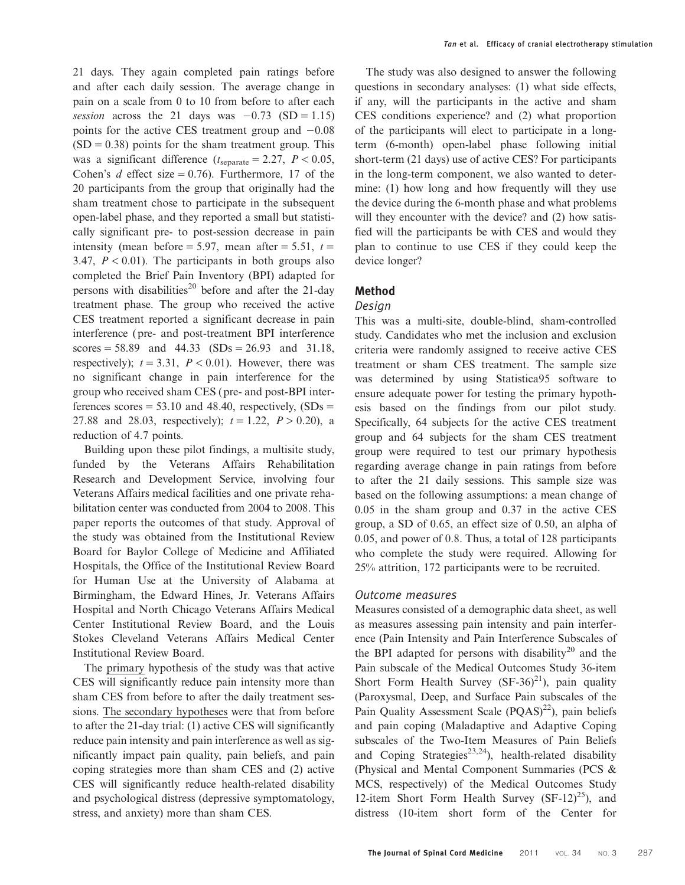21 days. They again completed pain ratings before and after each daily session. The average change in pain on a scale from 0 to 10 from before to after each *session* across the 21 days was −0.73 (SD = 1.15) points for the active CES treatment group and −0.08 (SD = 0.38) points for the sham treatment group. This was a significant difference ($t_{separate} = 2.27$, $P < 0.05$, Cohen's *d* effect size = 0.76). Furthermore, 17 of the 20 participants from the group that originally had the sham treatment chose to participate in the subsequent open-label phase, and they reported a small but statistically significant pre- to post-session decrease in pain intensity (mean before = 5.97, mean after = 5.51, $t = 3.47$, $P < 0.01$). The participants in both groups also completed the Brief Pain Inventory (BPI) adapted for persons with disabilities[20] before and after the 21-day treatment phase. The group who received the active CES treatment reported a significant decrease in pain interference (pre- and post-treatment BPI interference scores = 58.89 and 44.33 (SDs = 26.93 and 31.18, respectively); $t = 3.31$, $P < 0.01$). However, there was no significant change in pain interference for the group who received sham CES (pre- and post-BPI interferences scores = 53.10 and 48.40, respectively, (SDs = 27.88 and 28.03, respectively); $t = 1.22$, $P > 0.20$), a reduction of 4.7 points.

Building upon these pilot findings, a multisite study, funded by the Veterans Affairs Rehabilitation Research and Development Service, involving four Veterans Affairs medical facilities and one private rehabilitation center was conducted from 2004 to 2008. This paper reports the outcomes of that study. Approval of the study was obtained from the Institutional Review Board for Baylor College of Medicine and Affiliated Hospitals, the Office of the Institutional Review Board for Human Use at the University of Alabama at Birmingham, the Edward Hines, Jr. Veterans Affairs Hospital and North Chicago Veterans Affairs Medical Center Institutional Review Board, and the Louis Stokes Cleveland Veterans Affairs Medical Center Institutional Review Board.

The primary hypothesis of the study was that active CES will significantly reduce pain intensity more than sham CES from before to after the daily treatment sessions. The secondary hypotheses were that from before to after the 21-day trial: (1) active CES will significantly reduce pain intensity and pain interference as well as significantly impact pain quality, pain beliefs, and pain coping strategies more than sham CES and (2) active CES will significantly reduce health-related disability and psychological distress (depressive symptomatology, stress, and anxiety) more than sham CES.

The study was also designed to answer the following questions in secondary analyses: (1) what side effects, if any, will the participants in the active and sham CES conditions experience? and (2) what proportion of the participants will elect to participate in a long-term (6-month) open-label phase following initial short-term (21 days) use of active CES? For participants in the long-term component, we also wanted to determine: (1) how long and how frequently will they use the device during the 6-month phase and what problems will they encounter with the device? and (2) how satisfied will the participants be with CES and would they plan to continue to use CES if they could keep the device longer?

## Method

### Design

This was a multi-site, double-blind, sham-controlled study. Candidates who met the inclusion and exclusion criteria were randomly assigned to receive active CES treatment or sham CES treatment. The sample size was determined by using Statistica95 software to ensure adequate power for testing the primary hypothesis based on the findings from our pilot study. Specifically, 64 subjects for the active CES treatment group and 64 subjects for the sham CES treatment group were required to test our primary hypothesis regarding average change in pain ratings from before to after the 21 daily sessions. This sample size was based on the following assumptions: a mean change of 0.05 in the sham group and 0.37 in the active CES group, a SD of 0.65, an effect size of 0.50, an alpha of 0.05, and power of 0.8. Thus, a total of 128 participants who complete the study were required. Allowing for 25% attrition, 172 participants were to be recruited.

### Outcome measures

Measures consisted of a demographic data sheet, as well as measures assessing pain intensity and pain interference (Pain Intensity and Pain Interference Subscales of the BPI adapted for persons with disability[20] and the Pain subscale of the Medical Outcomes Study 36-item Short Form Health Survey (SF-36)[21]), pain quality (Paroxysmal, Deep, and Surface Pain subscales of the Pain Quality Assessment Scale (PQAS)[22]), pain beliefs and pain coping (Maladaptive and Adaptive Coping subscales of the Two-Item Measures of Pain Beliefs and Coping Strategies[23,24]), health-related disability (Physical and Mental Component Summaries (PCS & MCS, respectively) of the Medical Outcomes Study 12-item Short Form Health Survey (SF-12)[25]), and distress (10-item short form of the Center for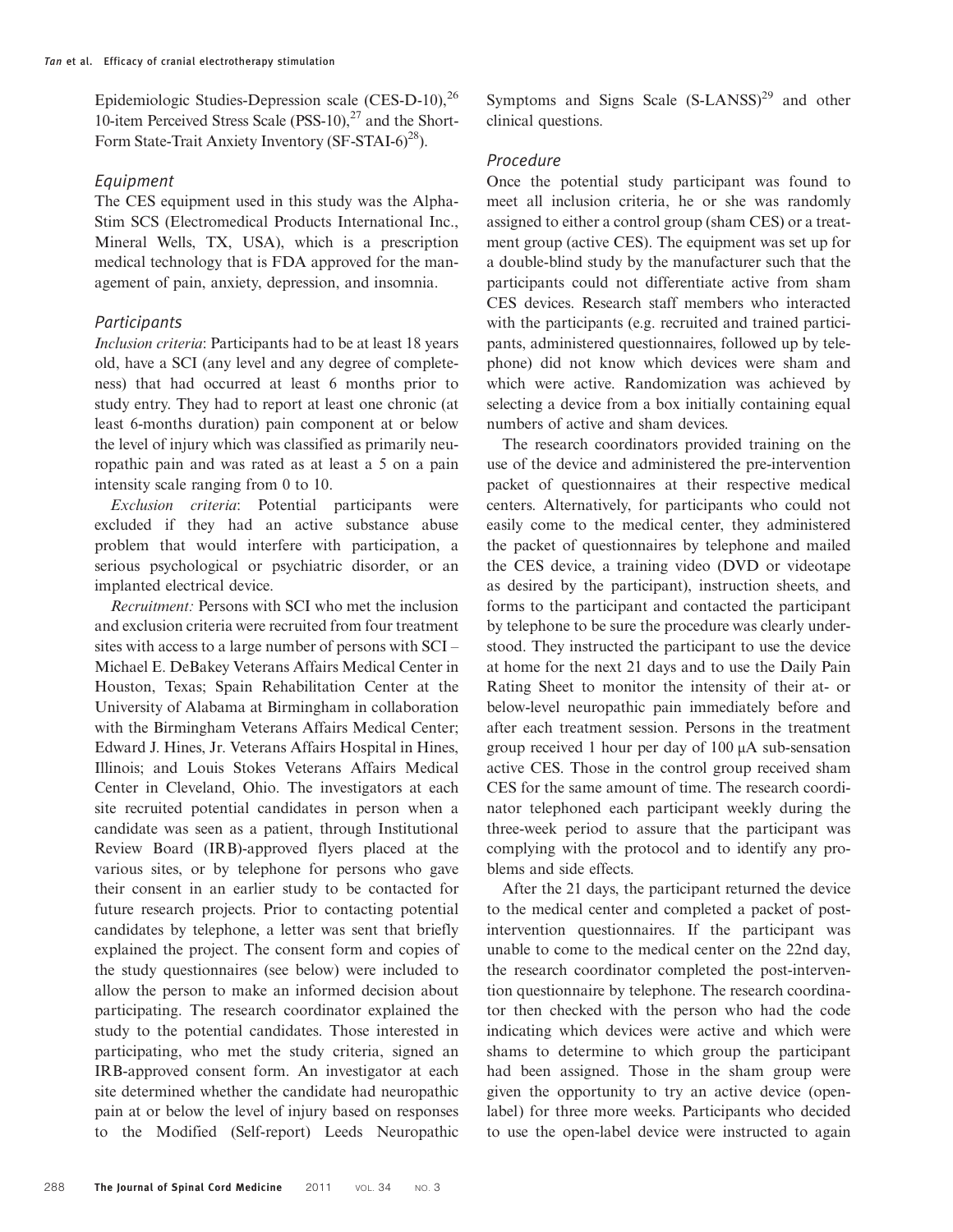Epidemiologic Studies-Depression scale (CES-D-10),[26] 10-item Perceived Stress Scale (PSS-10),[27] and the Short-Form State-Trait Anxiety Inventory (SF-STAI-6[28]).

### Equipment

The CES equipment used in this study was the Alpha-Stim SCS (Electromedical Products International Inc., Mineral Wells, TX, USA), which is a prescription medical technology that is FDA approved for the management of pain, anxiety, depression, and insomnia.

### Participants

*Inclusion criteria*: Participants had to be at least 18 years old, have a SCI (any level and any degree of completeness) that had occurred at least 6 months prior to study entry. They had to report at least one chronic (at least 6-months duration) pain component at or below the level of injury which was classified as primarily neuropathic pain and was rated as at least a 5 on a pain intensity scale ranging from 0 to 10.

*Exclusion criteria*: Potential participants were excluded if they had an active substance abuse problem that would interfere with participation, a serious psychological or psychiatric disorder, or an implanted electrical device.

*Recruitment:* Persons with SCI who met the inclusion and exclusion criteria were recruited from four treatment sites with access to a large number of persons with SCI – Michael E. DeBakey Veterans Affairs Medical Center in Houston, Texas; Spain Rehabilitation Center at the University of Alabama at Birmingham in collaboration with the Birmingham Veterans Affairs Medical Center; Edward J. Hines, Jr. Veterans Affairs Hospital in Hines, Illinois; and Louis Stokes Veterans Affairs Medical Center in Cleveland, Ohio. The investigators at each site recruited potential candidates in person when a candidate was seen as a patient, through Institutional Review Board (IRB)-approved flyers placed at the various sites, or by telephone for persons who gave their consent in an earlier study to be contacted for future research projects. Prior to contacting potential candidates by telephone, a letter was sent that briefly explained the project. The consent form and copies of the study questionnaires (see below) were included to allow the person to make an informed decision about participating. The research coordinator explained the study to the potential candidates. Those interested in participating, who met the study criteria, signed an IRB-approved consent form. An investigator at each site determined whether the candidate had neuropathic pain at or below the level of injury based on responses to the Modified (Self-report) Leeds Neuropathic Symptoms and Signs Scale (S-LANSS)[29] and other clinical questions.

### Procedure

Once the potential study participant was found to meet all inclusion criteria, he or she was randomly assigned to either a control group (sham CES) or a treatment group (active CES). The equipment was set up for a double-blind study by the manufacturer such that the participants could not differentiate active from sham CES devices. Research staff members who interacted with the participants (e.g. recruited and trained participants, administered questionnaires, followed up by telephone) did not know which devices were sham and which were active. Randomization was achieved by selecting a device from a box initially containing equal numbers of active and sham devices.

The research coordinators provided training on the use of the device and administered the pre-intervention packet of questionnaires at their respective medical centers. Alternatively, for participants who could not easily come to the medical center, they administered the packet of questionnaires by telephone and mailed the CES device, a training video (DVD or videotape as desired by the participant), instruction sheets, and forms to the participant and contacted the participant by telephone to be sure the procedure was clearly understood. They instructed the participant to use the device at home for the next 21 days and to use the Daily Pain Rating Sheet to monitor the intensity of their at- or below-level neuropathic pain immediately before and after each treatment session. Persons in the treatment group received 1 hour per day of 100 μA sub-sensation active CES. Those in the control group received sham CES for the same amount of time. The research coordinator telephoned each participant weekly during the three-week period to assure that the participant was complying with the protocol and to identify any problems and side effects.

After the 21 days, the participant returned the device to the medical center and completed a packet of post-intervention questionnaires. If the participant was unable to come to the medical center on the 22nd day, the research coordinator completed the post-intervention questionnaire by telephone. The research coordinator then checked with the person who had the code indicating which devices were active and which were shams to determine to which group the participant had been assigned. Those in the sham group were given the opportunity to try an active device (open-label) for three more weeks. Participants who decided to use the open-label device were instructed to again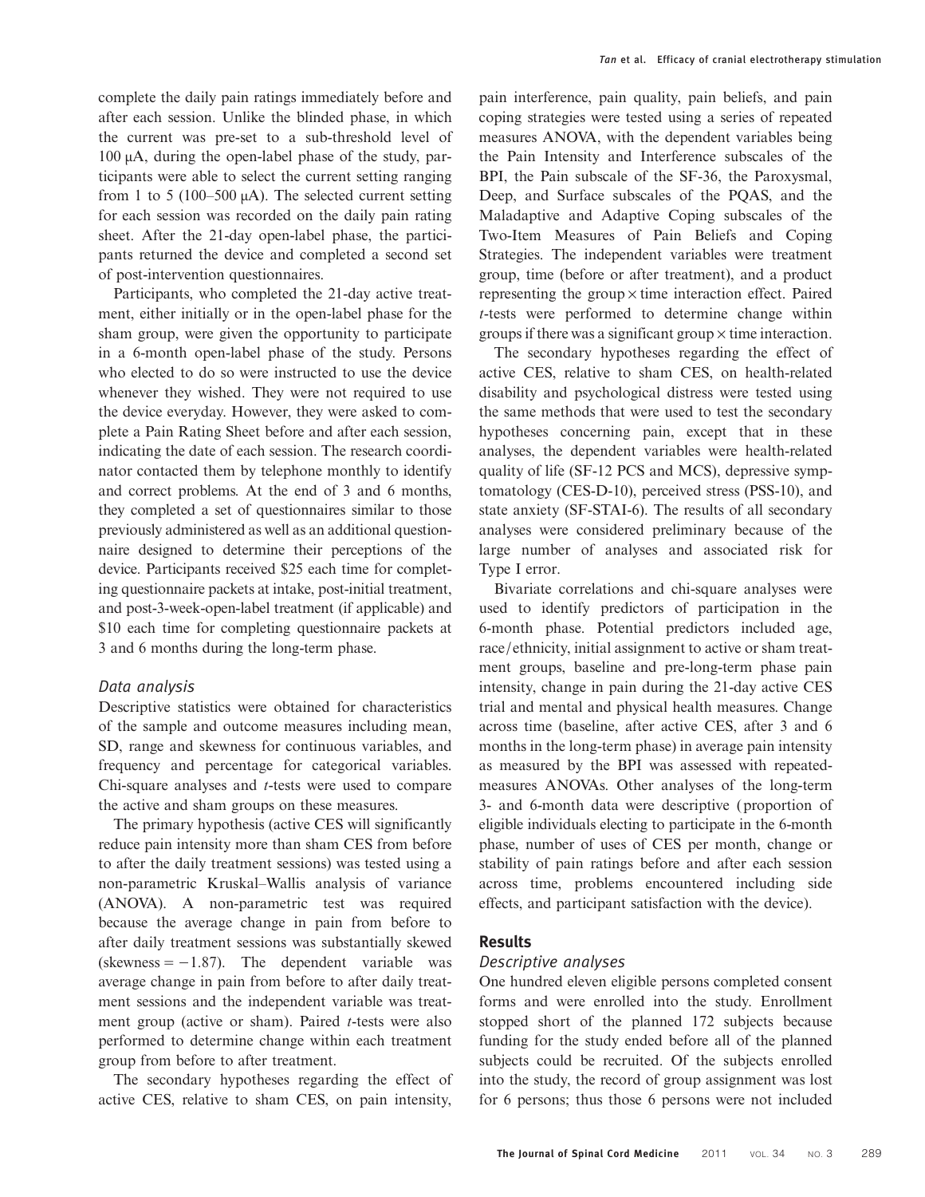complete the daily pain ratings immediately before and after each session. Unlike the blinded phase, in which the current was pre-set to a sub-threshold level of 100 μA, during the open-label phase of the study, participants were able to select the current setting ranging from 1 to 5 (100–500 μA). The selected current setting for each session was recorded on the daily pain rating sheet. After the 21-day open-label phase, the participants returned the device and completed a second set of post-intervention questionnaires.

Participants, who completed the 21-day active treatment, either initially or in the open-label phase for the sham group, were given the opportunity to participate in a 6-month open-label phase of the study. Persons who elected to do so were instructed to use the device whenever they wished. They were not required to use the device everyday. However, they were asked to complete a Pain Rating Sheet before and after each session, indicating the date of each session. The research coordinator contacted them by telephone monthly to identify and correct problems. At the end of 3 and 6 months, they completed a set of questionnaires similar to those previously administered as well as an additional questionnaire designed to determine their perceptions of the device. Participants received $25 each time for completing questionnaire packets at intake, post-initial treatment, and post-3-week-open-label treatment (if applicable) and $10 each time for completing questionnaire packets at 3 and 6 months during the long-term phase.

### *Data analysis*

Descriptive statistics were obtained for characteristics of the sample and outcome measures including mean, SD, range and skewness for continuous variables, and frequency and percentage for categorical variables. Chi-square analyses and *t*-tests were used to compare the active and sham groups on these measures.

The primary hypothesis (active CES will significantly reduce pain intensity more than sham CES from before to after the daily treatment sessions) was tested using a non-parametric Kruskal–Wallis analysis of variance (ANOVA). A non-parametric test was required because the average change in pain from before to after daily treatment sessions was substantially skewed (skewness = −1.87). The dependent variable was average change in pain from before to after daily treatment sessions and the independent variable was treatment group (active or sham). Paired *t*-tests were also performed to determine change within each treatment group from before to after treatment.

The secondary hypotheses regarding the effect of active CES, relative to sham CES, on pain intensity, pain interference, pain quality, pain beliefs, and pain coping strategies were tested using a series of repeated measures ANOVA, with the dependent variables being the Pain Intensity and Interference subscales of the BPI, the Pain subscale of the SF-36, the Paroxysmal, Deep, and Surface subscales of the PQAS, and the Maladaptive and Adaptive Coping subscales of the Two-Item Measures of Pain Beliefs and Coping Strategies. The independent variables were treatment group, time (before or after treatment), and a product representing the group × time interaction effect. Paired *t*-tests were performed to determine change within groups if there was a significant group × time interaction.

The secondary hypotheses regarding the effect of active CES, relative to sham CES, on health-related disability and psychological distress were tested using the same methods that were used to test the secondary hypotheses concerning pain, except that in these analyses, the dependent variables were health-related quality of life (SF-12 PCS and MCS), depressive symptomatology (CES-D-10), perceived stress (PSS-10), and state anxiety (SF-STAI-6). The results of all secondary analyses were considered preliminary because of the large number of analyses and associated risk for Type I error.

Bivariate correlations and chi-square analyses were used to identify predictors of participation in the 6-month phase. Potential predictors included age, race/ethnicity, initial assignment to active or sham treatment groups, baseline and pre-long-term phase pain intensity, change in pain during the 21-day active CES trial and mental and physical health measures. Change across time (baseline, after active CES, after 3 and 6 months in the long-term phase) in average pain intensity as measured by the BPI was assessed with repeated-measures ANOVAs. Other analyses of the long-term 3- and 6-month data were descriptive (proportion of eligible individuals electing to participate in the 6-month phase, number of uses of CES per month, change or stability of pain ratings before and after each session across time, problems encountered including side effects, and participant satisfaction with the device).

## Results

### *Descriptive analyses*

One hundred eleven eligible persons completed consent forms and were enrolled into the study. Enrollment stopped short of the planned 172 subjects because funding for the study ended before all of the planned subjects could be recruited. Of the subjects enrolled into the study, the record of group assignment was lost for 6 persons; thus those 6 persons were not included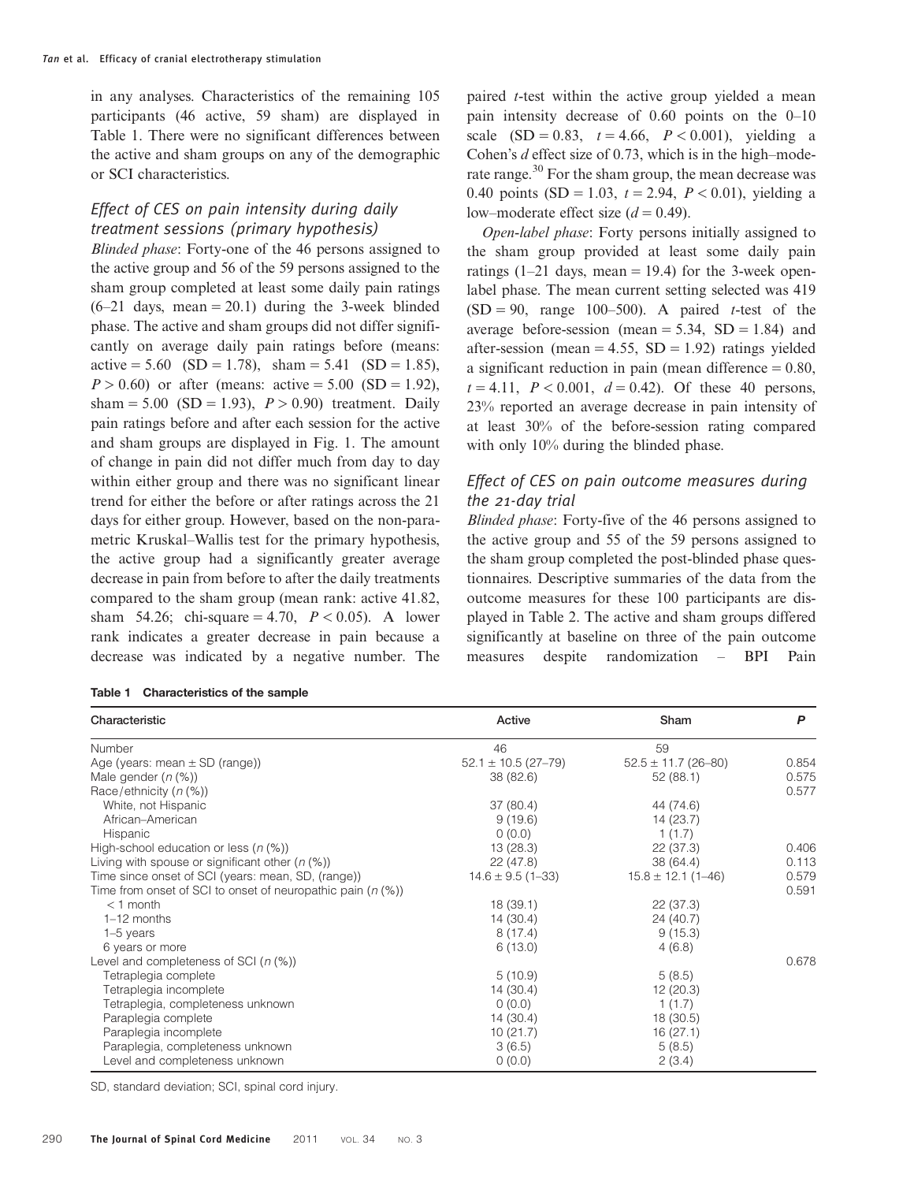in any analyses. Characteristics of the remaining 105 participants (46 active, 59 sham) are displayed in Table 1. There were no significant differences between the active and sham groups on any of the demographic or SCI characteristics.

### *Effect of CES on pain intensity during daily treatment sessions (primary hypothesis)*

*Blinded phase*: Forty-one of the 46 persons assigned to the active group and 56 of the 59 persons assigned to the sham group completed at least some daily pain ratings (6–21 days, mean = 20.1) during the 3-week blinded phase. The active and sham groups did not differ significantly on average daily pain ratings before (means: active = 5.60 (SD = 1.78), sham = 5.41 (SD = 1.85), $P > 0.60$) or after (means: active = 5.00 (SD = 1.92), sham = 5.00 (SD = 1.93), $P > 0.90$) treatment. Daily pain ratings before and after each session for the active and sham groups are displayed in Fig. 1. The amount of change in pain did not differ much from day to day within either group and there was no significant linear trend for either the before or after ratings across the 21 days for either group. However, based on the non-parametric Kruskal–Wallis test for the primary hypothesis, the active group had a significantly greater average decrease in pain from before to after the daily treatments compared to the sham group (mean rank: active 41.82, sham 54.26; chi-square = 4.70, $P < 0.05$). A lower rank indicates a greater decrease in pain because a decrease was indicated by a negative number. The paired *t*-test within the active group yielded a mean pain intensity decrease of 0.60 points on the 0–10 scale (SD = 0.83, $t = 4.66$, $P < 0.001$), yielding a Cohen's *d* effect size of 0.73, which is in the high–moderate range.[30] For the sham group, the mean decrease was 0.40 points (SD = 1.03, $t = 2.94$, $P < 0.01$), yielding a low–moderate effect size ($d = 0.49$).

*Open-label phase*: Forty persons initially assigned to the sham group provided at least some daily pain ratings (1–21 days, mean = 19.4) for the 3-week open-label phase. The mean current setting selected was 419 (SD = 90, range 100–500). A paired *t*-test of the average before-session (mean = 5.34, SD = 1.84) and after-session (mean = 4.55, SD = 1.92) ratings yielded a significant reduction in pain (mean difference = 0.80, $t = 4.11$, $P < 0.001$, $d = 0.42$). Of these 40 persons, 23% reported an average decrease in pain intensity of at least 30% of the before-session rating compared with only 10% during the blinded phase.

### *Effect of CES on pain outcome measures during the 21-day trial*

*Blinded phase*: Forty-five of the 46 persons assigned to the active group and 55 of the 59 persons assigned to the sham group completed the post-blinded phase questionnaires. Descriptive summaries of the data from the outcome measures for these 100 participants are displayed in Table 2. The active and sham groups differed significantly at baseline on three of the pain outcome measures despite randomization – BPI Pain

**Table 1 Characteristics of the sample**

| Characteristic | Active | Sham | *P* |
|---|---|---|---|
| Number | 46 | 59 | |
| Age (years: mean ± SD (range)) | 52.1 ± 10.5 (27–79) | 52.5 ± 11.7 (26–80) | 0.854 |
| Male gender (*n* (%)) | 38 (82.6) | 52 (88.1) | 0.575 |
| Race/ethnicity (*n* (%)) | | | 0.577 |
| White, not Hispanic | 37 (80.4) | 44 (74.6) | |
| African–American | 9 (19.6) | 14 (23.7) | |
| Hispanic | 0 (0.0) | 1 (1.7) | |
| High-school education or less (*n* (%)) | 13 (28.3) | 22 (37.3) | 0.406 |
| Living with spouse or significant other (*n* (%)) | 22 (47.8) | 38 (64.4) | 0.113 |
| Time since onset of SCI (years: mean, SD, (range)) | 14.6 ± 9.5 (1–33) | 15.8 ± 12.1 (1–46) | 0.579 |
| Time from onset of SCI to onset of neuropathic pain (*n* (%)) | | | 0.591 |
| < 1 month | 18 (39.1) | 22 (37.3) | |
| 1–12 months | 14 (30.4) | 24 (40.7) | |
| 1–5 years | 8 (17.4) | 9 (15.3) | |
| 6 years or more | 6 (13.0) | 4 (6.8) | |
| Level and completeness of SCI (*n* (%)) | | | 0.678 |
| Tetraplegia complete | 5 (10.9) | 5 (8.5) | |
| Tetraplegia incomplete | 14 (30.4) | 12 (20.3) | |
| Tetraplegia, completeness unknown | 0 (0.0) | 1 (1.7) | |
| Paraplegia complete | 14 (30.4) | 18 (30.5) | |
| Paraplegia incomplete | 10 (21.7) | 16 (27.1) | |
| Paraplegia, completeness unknown | 3 (6.5) | 5 (8.5) | |
| Level and completeness unknown | 0 (0.0) | 2 (3.4) | |

SD, standard deviation; SCI, spinal cord injury.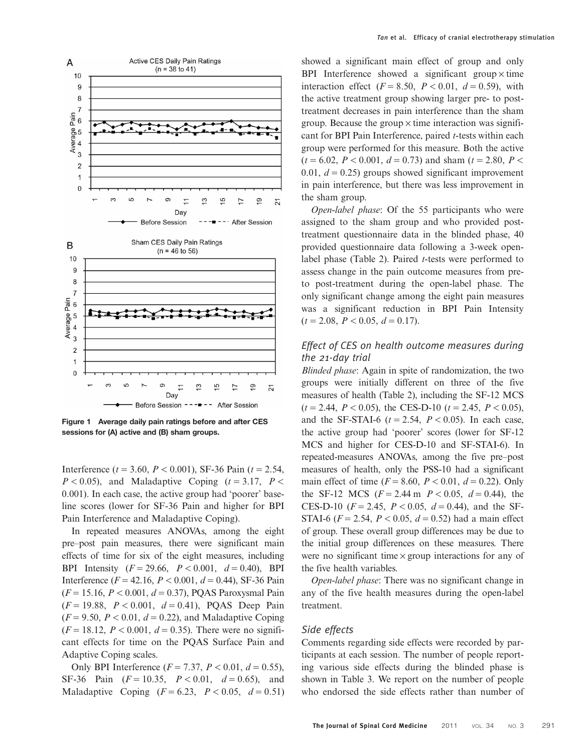Figure 1 Average daily pain ratings before and after CES sessions for (A) active and (B) sham groups.

Interference ($t = 3.60$, $P < 0.001$), SF-36 Pain ($t = 2.54$, $P < 0.05$), and Maladaptive Coping ($t = 3.17$, $P < 0.001$). In each case, the active group had 'poorer' baseline scores (lower for SF-36 Pain and higher for BPI Pain Interference and Maladaptive Coping).

In repeated measures ANOVAs, among the eight pre–post pain measures, there were significant main effects of time for six of the eight measures, including BPI Intensity ($F = 29.66$, $P < 0.001$, $d = 0.40$), BPI Interference ($F = 42.16$, $P < 0.001$, $d = 0.44$), SF-36 Pain ($F = 15.16$, $P < 0.001$, $d = 0.37$), PQAS Paroxysmal Pain ($F = 19.88$, $P < 0.001$, $d = 0.41$), PQAS Deep Pain ($F = 9.50$, $P < 0.01$, $d = 0.22$), and Maladaptive Coping ($F = 18.12$, $P < 0.001$, $d = 0.35$). There were no significant effects for time on the PQAS Surface Pain and Adaptive Coping scales.

Only BPI Interference ($F = 7.37$, $P < 0.01$, $d = 0.55$), SF-36 Pain ($F = 10.35$, $P < 0.01$, $d = 0.65$), and Maladaptive Coping ($F = 6.23$, $P < 0.05$, $d = 0.51$) showed a significant main effect of group and only BPI Interference showed a significant group × time interaction effect ($F = 8.50$, $P < 0.01$, $d = 0.59$), with the active treatment group showing larger pre- to post-treatment decreases in pain interference than the sham group. Because the group × time interaction was significant for BPI Pain Interference, paired $t$-tests within each group were performed for this measure. Both the active ($t = 6.02$, $P < 0.001$, $d = 0.73$) and sham ($t = 2.80$, $P < 0.01$, $d = 0.25$) groups showed significant improvement in pain interference, but there was less improvement in the sham group.

*Open-label phase*: Of the 55 participants who were assigned to the sham group and who provided post-treatment questionnaire data in the blinded phase, 40 provided questionnaire data following a 3-week open-label phase (Table 2). Paired $t$-tests were performed to assess change in the pain outcome measures from pre- to post-treatment during the open-label phase. The only significant change among the eight pain measures was a significant reduction in BPI Pain Intensity ($t = 2.08$, $P < 0.05$, $d = 0.17$).

### *Effect of CES on health outcome measures during the 21-day trial*

*Blinded phase*: Again in spite of randomization, the two groups were initially different on three of the five measures of health (Table 2), including the SF-12 MCS ($t = 2.44$, $P < 0.05$), the CES-D-10 ($t = 2.45$, $P < 0.05$), and the SF-STAI-6 ($t = 2.54$, $P < 0.05$). In each case, the active group had 'poorer' scores (lower for SF-12 MCS and higher for CES-D-10 and SF-STAI-6). In repeated-measures ANOVAs, among the five pre–post measures of health, only the PSS-10 had a significant main effect of time ($F = 8.60$, $P < 0.01$, $d = 0.22$). Only the SF-12 MCS ($F = 2.44$ m $P < 0.05$, $d = 0.44$), the CES-D-10 ($F = 2.45$, $P < 0.05$, $d = 0.44$), and the SF-STAI-6 ($F = 2.54$, $P < 0.05$, $d = 0.52$) had a main effect of group. These overall group differences may be due to the initial group differences on these measures. There were no significant time × group interactions for any of the five health variables.

*Open-label phase*: There was no significant change in any of the five health measures during the open-label treatment.

### *Side effects*

Comments regarding side effects were recorded by participants at each session. The number of people reporting various side effects during the blinded phase is shown in Table 3. We report on the number of people who endorsed the side effects rather than number of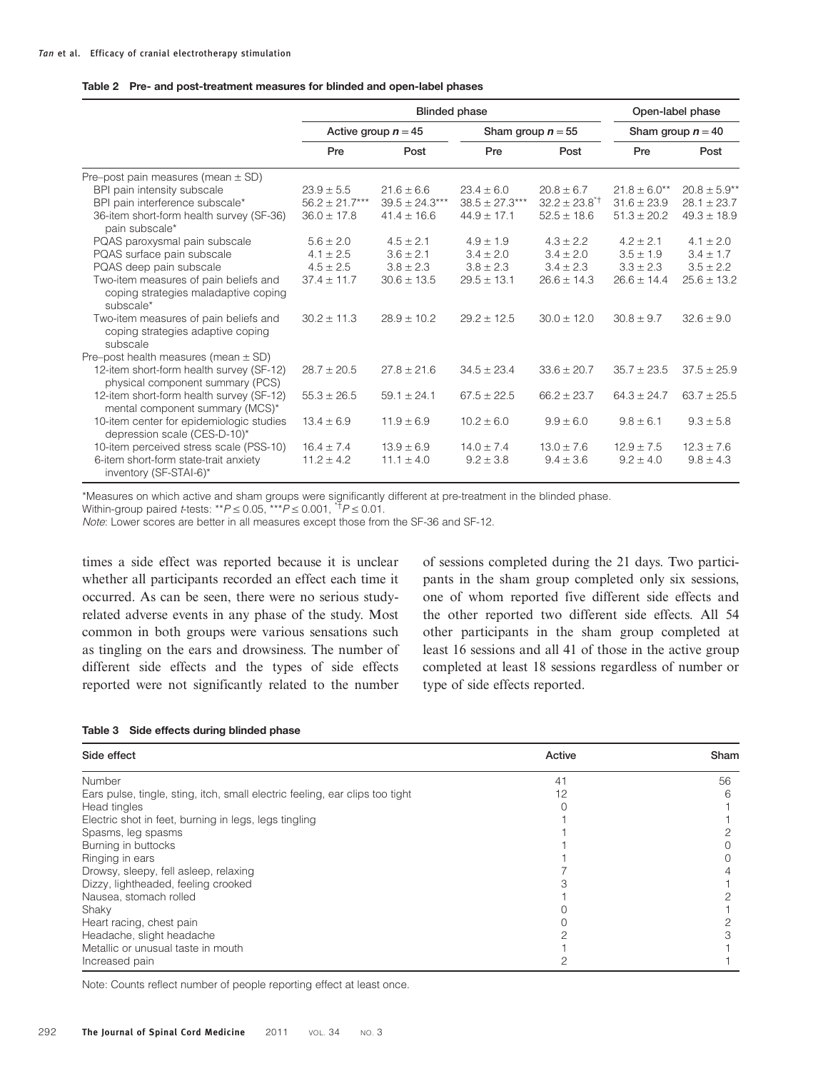**Table 2 Pre- and post-treatment measures for blinded and open-label phases**

| | Blinded phase | | | | Open-label phase | |
|---|---|---|---|---|---|---|
| | Active group $n = 45$ | | Sham group $n = 55$ | | Sham group $n = 40$ | |
| | Pre | Post | Pre | Post | Pre | Post |
| Pre–post pain measures (mean ± SD) | | | | | | |
| BPI pain intensity subscale | 23.9 ± 5.5 | 21.6 ± 6.6 | 23.4 ± 6.0 | 20.8 ± 6.7 | 21.8 ± 6.0** | 20.8 ± 5.9** |
| BPI pain interference subscale* | 56.2 ± 21.7*** | 39.5 ± 24.3*** | 38.5 ± 27.3*** | 32.2 ± 23.8*† | 31.6 ± 23.9 | 28.1 ± 23.7 |
| 36-item short-form health survey (SF-36) pain subscale* | 36.0 ± 17.8 | 41.4 ± 16.6 | 44.9 ± 17.1 | 52.5 ± 18.6 | 51.3 ± 20.2 | 49.3 ± 18.9 |
| PQAS paroxysmal pain subscale | 5.6 ± 2.0 | 4.5 ± 2.1 | 4.9 ± 1.9 | 4.3 ± 2.2 | 4.2 ± 2.1 | 4.1 ± 2.0 |
| PQAS surface pain subscale | 4.1 ± 2.5 | 3.6 ± 2.1 | 3.4 ± 2.0 | 3.4 ± 2.0 | 3.5 ± 1.9 | 3.4 ± 1.7 |
| PQAS deep pain subscale | 4.5 ± 2.5 | 3.8 ± 2.3 | 3.8 ± 2.3 | 3.4 ± 2.3 | 3.3 ± 2.3 | 3.5 ± 2.2 |
| Two-item measures of pain beliefs and coping strategies maladaptive coping subscale* | 37.4 ± 11.7 | 30.6 ± 13.5 | 29.5 ± 13.1 | 26.6 ± 14.3 | 26.6 ± 14.4 | 25.6 ± 13.2 |
| Two-item measures of pain beliefs and coping strategies adaptive coping subscale | 30.2 ± 11.3 | 28.9 ± 10.2 | 29.2 ± 12.5 | 30.0 ± 12.0 | 30.8 ± 9.7 | 32.6 ± 9.0 |
| Pre–post health measures (mean ± SD) | | | | | | |
| 12-item short-form health survey (SF-12) physical component summary (PCS) | 28.7 ± 20.5 | 27.8 ± 21.6 | 34.5 ± 23.4 | 33.6 ± 20.7 | 35.7 ± 23.5 | 37.5 ± 25.9 |
| 12-item short-form health survey (SF-12) mental component summary (MCS)* | 55.3 ± 26.5 | 59.1 ± 24.1 | 67.5 ± 22.5 | 66.2 ± 23.7 | 64.3 ± 24.7 | 63.7 ± 25.5 |
| 10-item center for epidemiologic studies depression scale (CES-D-10)* | 13.4 ± 6.9 | 11.9 ± 6.9 | 10.2 ± 6.0 | 9.9 ± 6.0 | 9.8 ± 6.1 | 9.3 ± 5.8 |
| 10-item perceived stress scale (PSS-10) | 16.4 ± 7.4 | 13.9 ± 6.9 | 14.0 ± 7.4 | 13.0 ± 7.6 | 12.9 ± 7.5 | 12.3 ± 7.6 |
| 6-item short-form state-trait anxiety inventory (SF-STAI-6)* | 11.2 ± 4.2 | 11.1 ± 4.0 | 9.2 ± 3.8 | 9.4 ± 3.6 | 9.2 ± 4.0 | 9.8 ± 4.3 |

*Measures on which active and sham groups were significantly different at pre-treatment in the blinded phase.
Within-group paired t-tests: $^{**}P \leq 0.05$, $^{***}P \leq 0.001$, $^{*\dagger}P \leq 0.01$.
*Note*: Lower scores are better in all measures except those from the SF-36 and SF-12.

times a side effect was reported because it is unclear whether all participants recorded an effect each time it occurred. As can be seen, there were no serious study-related adverse events in any phase of the study. Most common in both groups were various sensations such as tingling on the ears and drowsiness. The number of different side effects and the types of side effects reported were not significantly related to the number of sessions completed during the 21 days. Two participants in the sham group completed only six sessions, one of whom reported five different side effects and the other reported two different side effects. All 54 other participants in the sham group completed at least 16 sessions and all 41 of those in the active group completed at least 18 sessions regardless of number or type of side effects reported.

**Table 3 Side effects during blinded phase**

| Side effect | Active | Sham |
|---|---|---|
| Number | 41 | 56 |
| Ears pulse, tingle, sting, itch, small electric feeling, ear clips too tight | 12 | 6 |
| Head tingles | 0 | 1 |
| Electric shot in feet, burning in legs, legs tingling | 1 | 1 |
| Spasms, leg spasms | 1 | 2 |
| Burning in buttocks | 1 | 0 |
| Ringing in ears | 1 | 0 |
| Drowsy, sleepy, fell asleep, relaxing | 7 | 4 |
| Dizzy, lightheaded, feeling crooked | 3 | 1 |
| Nausea, stomach rolled | 1 | 2 |
| Shaky | 0 | 1 |
| Heart racing, chest pain | 0 | 2 |
| Headache, slight headache | 2 | 3 |
| Metallic or unusual taste in mouth | 1 | 1 |
| Increased pain | 2 | 1 |

Note: Counts reflect number of people reporting effect at least once.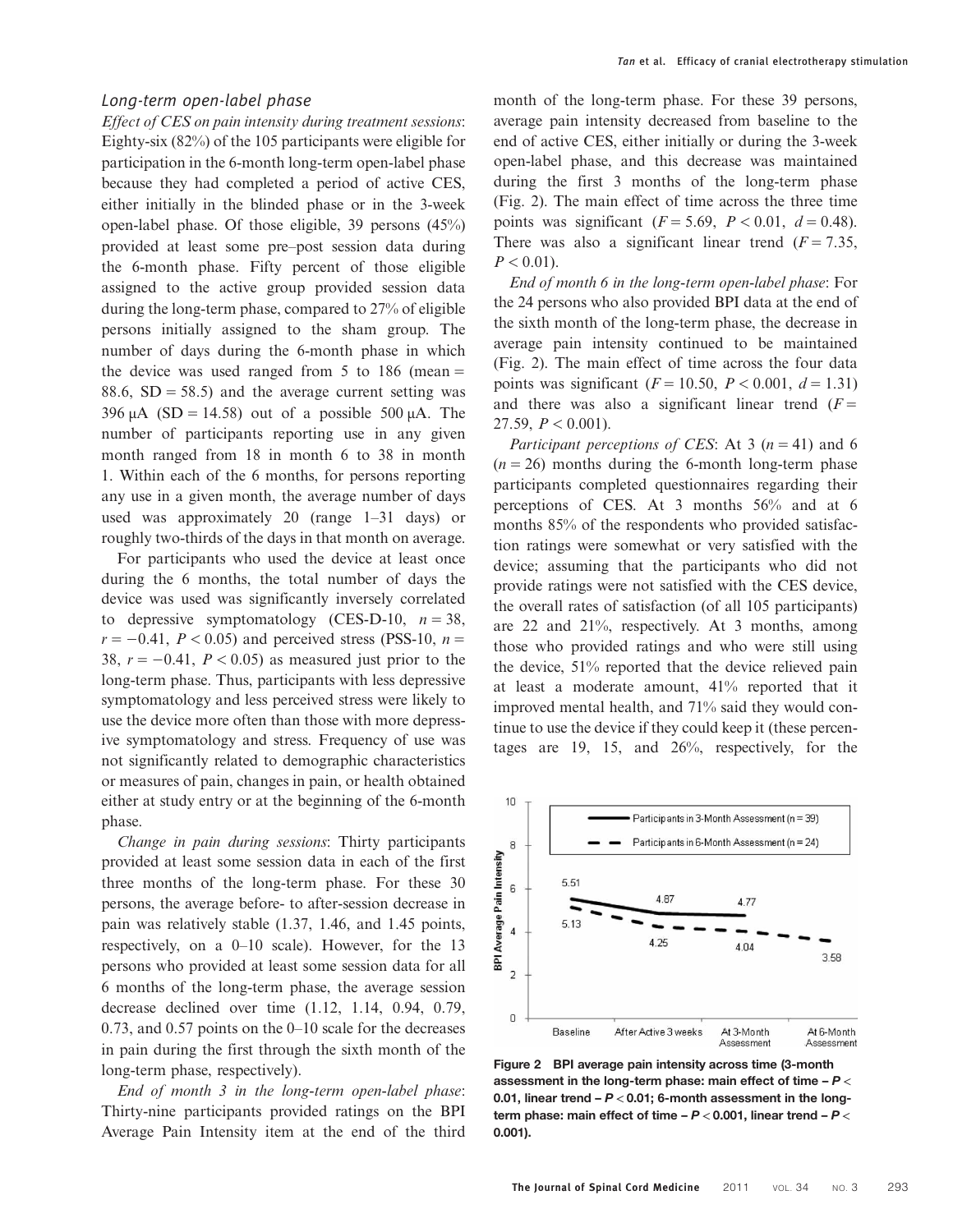### Long-term open-label phase

*Effect of CES on pain intensity during treatment sessions*: Eighty-six (82%) of the 105 participants were eligible for participation in the 6-month long-term open-label phase because they had completed a period of active CES, either initially in the blinded phase or in the 3-week open-label phase. Of those eligible, 39 persons (45%) provided at least some pre–post session data during the 6-month phase. Fifty percent of those eligible assigned to the active group provided session data during the long-term phase, compared to 27% of eligible persons initially assigned to the sham group. The number of days during the 6-month phase in which the device was used ranged from 5 to 186 (mean = 88.6, SD = 58.5) and the average current setting was 396 μA (SD = 14.58) out of a possible 500 μA. The number of participants reporting use in any given month ranged from 18 in month 6 to 38 in month 1. Within each of the 6 months, for persons reporting any use in a given month, the average number of days used was approximately 20 (range 1–31 days) or roughly two-thirds of the days in that month on average.

For participants who used the device at least once during the 6 months, the total number of days the device was used was significantly inversely correlated to depressive symptomatology (CES-D-10, $n = 38$, $r = -0.41$, $P < 0.05$) and perceived stress (PSS-10, $n = 38$, $r = -0.41$, $P < 0.05$) as measured just prior to the long-term phase. Thus, participants with less depressive symptomatology and less perceived stress were likely to use the device more often than those with more depressive symptomatology and stress. Frequency of use was not significantly related to demographic characteristics or measures of pain, changes in pain, or health obtained either at study entry or at the beginning of the 6-month phase.

*Change in pain during sessions*: Thirty participants provided at least some session data in each of the first three months of the long-term phase. For these 30 persons, the average before- to after-session decrease in pain was relatively stable (1.37, 1.46, and 1.45 points, respectively, on a 0–10 scale). However, for the 13 persons who provided at least some session data for all 6 months of the long-term phase, the average session decrease declined over time (1.12, 1.14, 0.94, 0.79, 0.73, and 0.57 points on the 0–10 scale for the decreases in pain during the first through the sixth month of the long-term phase, respectively).

*End of month 3 in the long-term open-label phase*: Thirty-nine participants provided ratings on the BPI Average Pain Intensity item at the end of the third month of the long-term phase. For these 39 persons, average pain intensity decreased from baseline to the end of active CES, either initially or during the 3-week open-label phase, and this decrease was maintained during the first 3 months of the long-term phase (Fig. 2). The main effect of time across the three time points was significant ($F = 5.69$, $P < 0.01$, $d = 0.48$). There was also a significant linear trend ($F = 7.35$, $P < 0.01$).

*End of month 6 in the long-term open-label phase*: For the 24 persons who also provided BPI data at the end of the sixth month of the long-term phase, the decrease in average pain intensity continued to be maintained (Fig. 2). The main effect of time across the four data points was significant ($F = 10.50$, $P < 0.001$, $d = 1.31$) and there was also a significant linear trend ($F = 27.59$, $P < 0.001$).

*Participant perceptions of CES*: At 3 ($n = 41$) and 6 ($n = 26$) months during the 6-month long-term phase participants completed questionnaires regarding their perceptions of CES. At 3 months 56% and at 6 months 85% of the respondents who provided satisfaction ratings were somewhat or very satisfied with the device; assuming that the participants who did not provide ratings were not satisfied with the CES device, the overall rates of satisfaction (of all 105 participants) are 22 and 21%, respectively. At 3 months, among those who provided ratings and who were still using the device, 51% reported that the device relieved pain at least a moderate amount, 41% reported that it improved mental health, and 71% said they would continue to use the device if they could keep it (these percentages are 19, 15, and 26%, respectively, for the

**Figure 2** BPI average pain intensity across time (3-month assessment in the long-term phase: main effect of time – $P < 0.01$, linear trend – $P < 0.01$; 6-month assessment in the long-term phase: main effect of time – $P < 0.001$, linear trend – $P < 0.001$).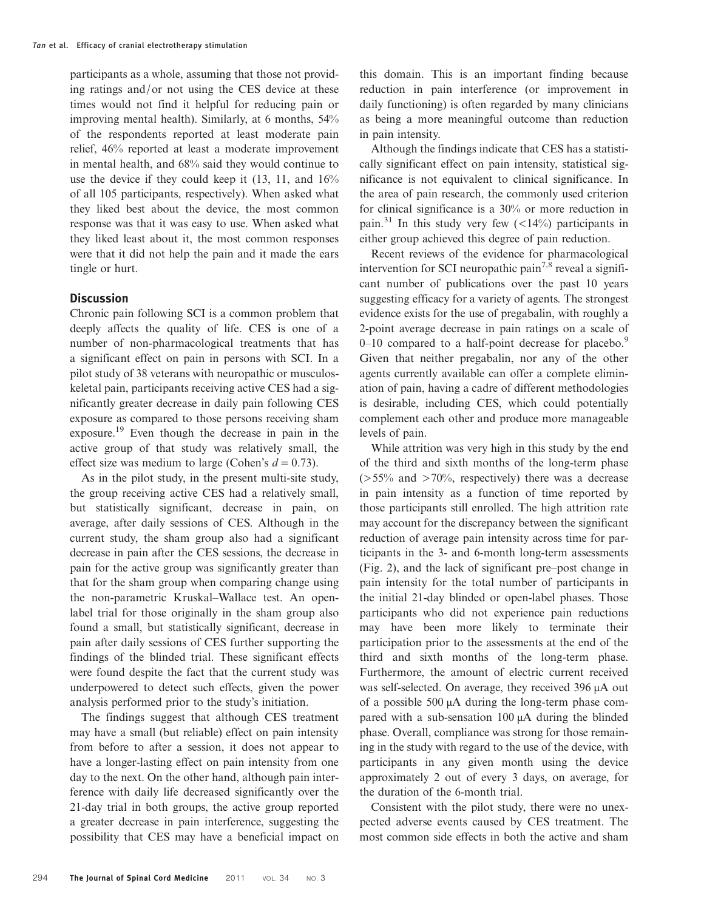participants as a whole, assuming that those not providing ratings and/or not using the CES device at these times would not find it helpful for reducing pain or improving mental health). Similarly, at 6 months, 54% of the respondents reported at least moderate pain relief, 46% reported at least a moderate improvement in mental health, and 68% said they would continue to use the device if they could keep it (13, 11, and 16% of all 105 participants, respectively). When asked what they liked best about the device, the most common response was that it was easy to use. When asked what they liked least about it, the most common responses were that it did not help the pain and it made the ears tingle or hurt.

## Discussion

Chronic pain following SCI is a common problem that deeply affects the quality of life. CES is one of a number of non-pharmacological treatments that has a significant effect on pain in persons with SCI. In a pilot study of 38 veterans with neuropathic or musculoskeletal pain, participants receiving active CES had a significantly greater decrease in daily pain following CES exposure as compared to those persons receiving sham exposure.[19] Even though the decrease in pain in the active group of that study was relatively small, the effect size was medium to large (Cohen's $d = 0.73$).

As in the pilot study, in the present multi-site study, the group receiving active CES had a relatively small, but statistically significant, decrease in pain, on average, after daily sessions of CES. Although in the current study, the sham group also had a significant decrease in pain after the CES sessions, the decrease in pain for the active group was significantly greater than that for the sham group when comparing change using the non-parametric Kruskal–Wallace test. An open-label trial for those originally in the sham group also found a small, but statistically significant, decrease in pain after daily sessions of CES further supporting the findings of the blinded trial. These significant effects were found despite the fact that the current study was underpowered to detect such effects, given the power analysis performed prior to the study's initiation.

The findings suggest that although CES treatment may have a small (but reliable) effect on pain intensity from before to after a session, it does not appear to have a longer-lasting effect on pain intensity from one day to the next. On the other hand, although pain interference with daily life decreased significantly over the 21-day trial in both groups, the active group reported a greater decrease in pain interference, suggesting the possibility that CES may have a beneficial impact on this domain. This is an important finding because reduction in pain interference (or improvement in daily functioning) is often regarded by many clinicians as being a more meaningful outcome than reduction in pain intensity.

Although the findings indicate that CES has a statistically significant effect on pain intensity, statistical significance is not equivalent to clinical significance. In the area of pain research, the commonly used criterion for clinical significance is a 30% or more reduction in pain.[31] In this study very few (<14%) participants in either group achieved this degree of pain reduction.

Recent reviews of the evidence for pharmacological intervention for SCI neuropathic pain[7,8] reveal a significant number of publications over the past 10 years suggesting efficacy for a variety of agents. The strongest evidence exists for the use of pregabalin, with roughly a 2-point average decrease in pain ratings on a scale of 0–10 compared to a half-point decrease for placebo.[9] Given that neither pregabalin, nor any of the other agents currently available can offer a complete elimination of pain, having a cadre of different methodologies is desirable, including CES, which could potentially complement each other and produce more manageable levels of pain.

While attrition was very high in this study by the end of the third and sixth months of the long-term phase (>55% and >70%, respectively) there was a decrease in pain intensity as a function of time reported by those participants still enrolled. The high attrition rate may account for the discrepancy between the significant reduction of average pain intensity across time for participants in the 3- and 6-month long-term assessments (Fig. 2), and the lack of significant pre–post change in pain intensity for the total number of participants in the initial 21-day blinded or open-label phases. Those participants who did not experience pain reductions may have been more likely to terminate their participation prior to the assessments at the end of the third and sixth months of the long-term phase. Furthermore, the amount of electric current received was self-selected. On average, they received 396 μA out of a possible 500 μA during the long-term phase compared with a sub-sensation 100 μA during the blinded phase. Overall, compliance was strong for those remaining in the study with regard to the use of the device, with participants in any given month using the device approximately 2 out of every 3 days, on average, for the duration of the 6-month trial.

Consistent with the pilot study, there were no unexpected adverse events caused by CES treatment. The most common side effects in both the active and sham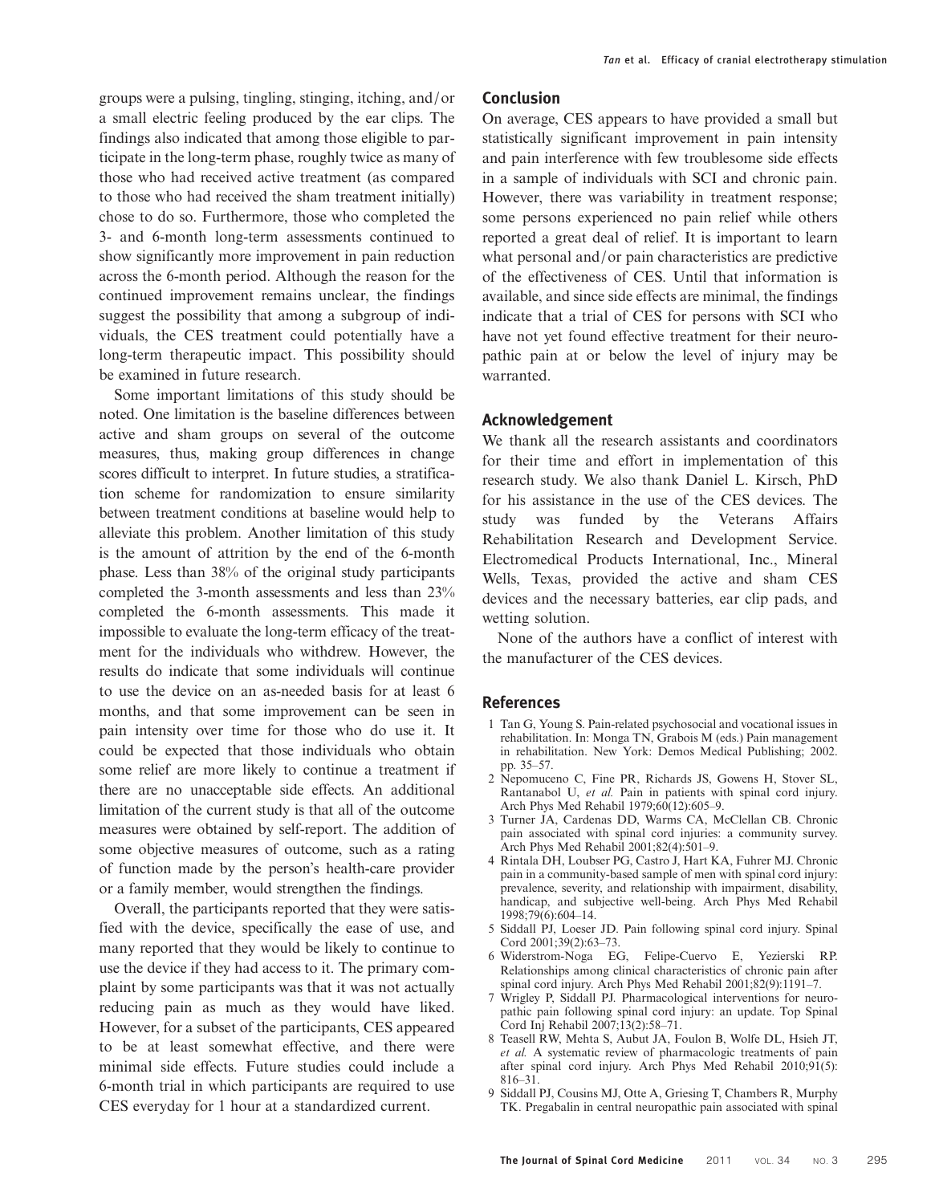groups were a pulsing, tingling, stinging, itching, and/or a small electric feeling produced by the ear clips. The findings also indicated that among those eligible to participate in the long-term phase, roughly twice as many of those who had received active treatment (as compared to those who had received the sham treatment initially) chose to do so. Furthermore, those who completed the 3- and 6-month long-term assessments continued to show significantly more improvement in pain reduction across the 6-month period. Although the reason for the continued improvement remains unclear, the findings suggest the possibility that among a subgroup of individuals, the CES treatment could potentially have a long-term therapeutic impact. This possibility should be examined in future research.

Some important limitations of this study should be noted. One limitation is the baseline differences between active and sham groups on several of the outcome measures, thus, making group differences in change scores difficult to interpret. In future studies, a stratification scheme for randomization to ensure similarity between treatment conditions at baseline would help to alleviate this problem. Another limitation of this study is the amount of attrition by the end of the 6-month phase. Less than 38% of the original study participants completed the 3-month assessments and less than 23% completed the 6-month assessments. This made it impossible to evaluate the long-term efficacy of the treatment for the individuals who withdrew. However, the results do indicate that some individuals will continue to use the device on an as-needed basis for at least 6 months, and that some improvement can be seen in pain intensity over time for those who do use it. It could be expected that those individuals who obtain some relief are more likely to continue a treatment if there are no unacceptable side effects. An additional limitation of the current study is that all of the outcome measures were obtained by self-report. The addition of some objective measures of outcome, such as a rating of function made by the person's health-care provider or a family member, would strengthen the findings.

Overall, the participants reported that they were satisfied with the device, specifically the ease of use, and many reported that they would be likely to continue to use the device if they had access to it. The primary complaint by some participants was that it was not actually reducing pain as much as they would have liked. However, for a subset of the participants, CES appeared to be at least somewhat effective, and there were minimal side effects. Future studies could include a 6-month trial in which participants are required to use CES everyday for 1 hour at a standardized current.

## Conclusion

On average, CES appears to have provided a small but statistically significant improvement in pain intensity and pain interference with few troublesome side effects in a sample of individuals with SCI and chronic pain. However, there was variability in treatment response; some persons experienced no pain relief while others reported a great deal of relief. It is important to learn what personal and/or pain characteristics are predictive of the effectiveness of CES. Until that information is available, and since side effects are minimal, the findings indicate that a trial of CES for persons with SCI who have not yet found effective treatment for their neuropathic pain at or below the level of injury may be warranted.

## Acknowledgement

We thank all the research assistants and coordinators for their time and effort in implementation of this research study. We also thank Daniel L. Kirsch, PhD for his assistance in the use of the CES devices. The study was funded by the Veterans Affairs Rehabilitation Research and Development Service. Electromedical Products International, Inc., Mineral Wells, Texas, provided the active and sham CES devices and the necessary batteries, ear clip pads, and wetting solution.

None of the authors have a conflict of interest with the manufacturer of the CES devices.

## References

1. Tan G, Young S. Pain-related psychosocial and vocational issues in rehabilitation. In: Monga TN, Grabois M (eds.) Pain management in rehabilitation. New York: Demos Medical Publishing; 2002. pp. 35–57.
2. Nepomuceno C, Fine PR, Richards JS, Gowens H, Stover SL, Rantanabol U, *et al.* Pain in patients with spinal cord injury. Arch Phys Med Rehabil 1979;60(12):605–9.
3. Turner JA, Cardenas DD, Warms CA, McClellan CB. Chronic pain associated with spinal cord injuries: a community survey. Arch Phys Med Rehabil 2001;82(4):501–9.
4. Rintala DH, Loubser PG, Castro J, Hart KA, Fuhrer MJ. Chronic pain in a community-based sample of men with spinal cord injury: prevalence, severity, and relationship with impairment, disability, handicap, and subjective well-being. Arch Phys Med Rehabil 1998;79(6):604–14.
5. Siddall PJ, Loeser JD. Pain following spinal cord injury. Spinal Cord 2001;39(2):63–73.
6. Widerstrom-Noga EG, Felipe-Cuervo E, Yezierski RP. Relationships among clinical characteristics of chronic pain after spinal cord injury. Arch Phys Med Rehabil 2001;82(9):1191–7.
7. Wrigley P, Siddall PJ. Pharmacological interventions for neuropathic pain following spinal cord injury: an update. Top Spinal Cord Inj Rehabil 2007;13(2):58–71.
8. Teasell RW, Mehta S, Aubut JA, Foulon B, Wolfe DL, Hsieh JT, *et al.* A systematic review of pharmacologic treatments of pain after spinal cord injury. Arch Phys Med Rehabil 2010;91(5): 816–31.
9. Siddall PJ, Cousins MJ, Otte A, Griesing T, Chambers R, Murphy TK. Pregabalin in central neuropathic pain associated with spinal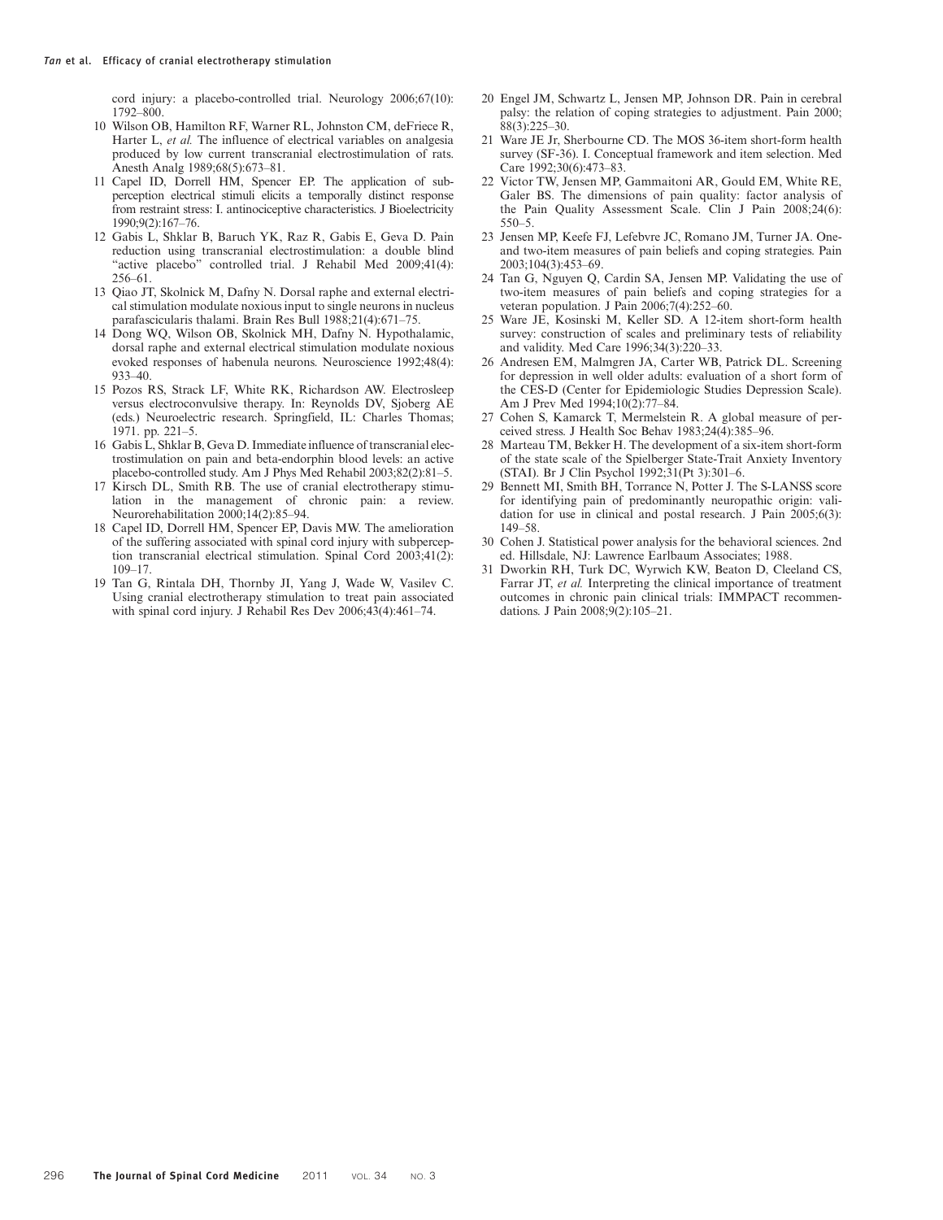cord injury: a placebo-controlled trial. Neurology 2006;67(10): 1792–800.

10 Wilson OB, Hamilton RF, Warner RL, Johnston CM, deFriece R, Harter L, *et al.* The influence of electrical variables on analgesia produced by low current transcranial electrostimulation of rats. Anesth Analg 1989;68(5):673–81.

11 Capel ID, Dorrell HM, Spencer EP. The application of subperception electrical stimuli elicits a temporally distinct response from restraint stress: I. antinociceptive characteristics. J Bioelectricity 1990;9(2):167–76.

12 Gabis L, Shklar B, Baruch YK, Raz R, Gabis E, Geva D. Pain reduction using transcranial electrostimulation: a double blind "active placebo" controlled trial. J Rehabil Med 2009;41(4): 256–61.

13 Qiao JT, Skolnick M, Dafny N. Dorsal raphe and external electrical stimulation modulate noxious input to single neurons in nucleus parafascicularis thalami. Brain Res Bull 1988;21(4):671–75.

14 Dong WQ, Wilson OB, Skolnick MH, Dafny N. Hypothalamic, dorsal raphe and external electrical stimulation modulate noxious evoked responses of habenula neurons. Neuroscience 1992;48(4): 933–40.

15 Pozos RS, Strack LF, White RK, Richardson AW. Electrosleep versus electroconvulsive therapy. In: Reynolds DV, Sjoberg AE (eds.) Neuroelectric research. Springfield, IL: Charles Thomas; 1971. pp. 221–5.

16 Gabis L, Shklar B, Geva D. Immediate influence of transcranial electrostimulation on pain and beta-endorphin blood levels: an active placebo-controlled study. Am J Phys Med Rehabil 2003;82(2):81–5.

17 Kirsch DL, Smith RB. The use of cranial electrotherapy stimulation in the management of chronic pain: a review. Neurorehabilitation 2000;14(2):85–94.

18 Capel ID, Dorrell HM, Spencer EP, Davis MW. The amelioration of the suffering associated with spinal cord injury with subperception transcranial electrical stimulation. Spinal Cord 2003;41(2): 109–17.

19 Tan G, Rintala DH, Thornby JI, Yang J, Wade W, Vasilev C. Using cranial electrotherapy stimulation to treat pain associated with spinal cord injury. J Rehabil Res Dev 2006;43(4):461–74.

20 Engel JM, Schwartz L, Jensen MP, Johnson DR. Pain in cerebral palsy: the relation of coping strategies to adjustment. Pain 2000; 88(3):225–30.

21 Ware JE Jr, Sherbourne CD. The MOS 36-item short-form health survey (SF-36). I. Conceptual framework and item selection. Med Care 1992;30(6):473–83.

22 Victor TW, Jensen MP, Gammaitoni AR, Gould EM, White RE, Galer BS. The dimensions of pain quality: factor analysis of the Pain Quality Assessment Scale. Clin J Pain 2008;24(6): 550–5.

23 Jensen MP, Keefe FJ, Lefebvre JC, Romano JM, Turner JA. One- and two-item measures of pain beliefs and coping strategies. Pain 2003;104(3):453–69.

24 Tan G, Nguyen Q, Cardin SA, Jensen MP. Validating the use of two-item measures of pain beliefs and coping strategies for a veteran population. J Pain 2006;7(4):252–60.

25 Ware JE, Kosinski M, Keller SD. A 12-item short-form health survey: construction of scales and preliminary tests of reliability and validity. Med Care 1996;34(3):220–33.

26 Andresen EM, Malmgren JA, Carter WB, Patrick DL. Screening for depression in well older adults: evaluation of a short form of the CES-D (Center for Epidemiologic Studies Depression Scale). Am J Prev Med 1994;10(2):77–84.

27 Cohen S, Kamarck T, Mermelstein R. A global measure of perceived stress. J Health Soc Behav 1983;24(4):385–96.

28 Marteau TM, Bekker H. The development of a six-item short-form of the state scale of the Spielberger State-Trait Anxiety Inventory (STAI). Br J Clin Psychol 1992;31(Pt 3):301–6.

29 Bennett MI, Smith BH, Torrance N, Potter J. The S-LANSS score for identifying pain of predominantly neuropathic origin: validation for use in clinical and postal research. J Pain 2005;6(3): 149–58.

30 Cohen J. Statistical power analysis for the behavioral sciences. 2nd ed. Hillsdale, NJ: Lawrence Earlbaum Associates; 1988.

31 Dworkin RH, Turk DC, Wyrwich KW, Beaton D, Cleeland CS, Farrar JT, *et al.* Interpreting the clinical importance of treatment outcomes in chronic pain clinical trials: IMMPACT recommendations. J Pain 2008;9(2):105–21.